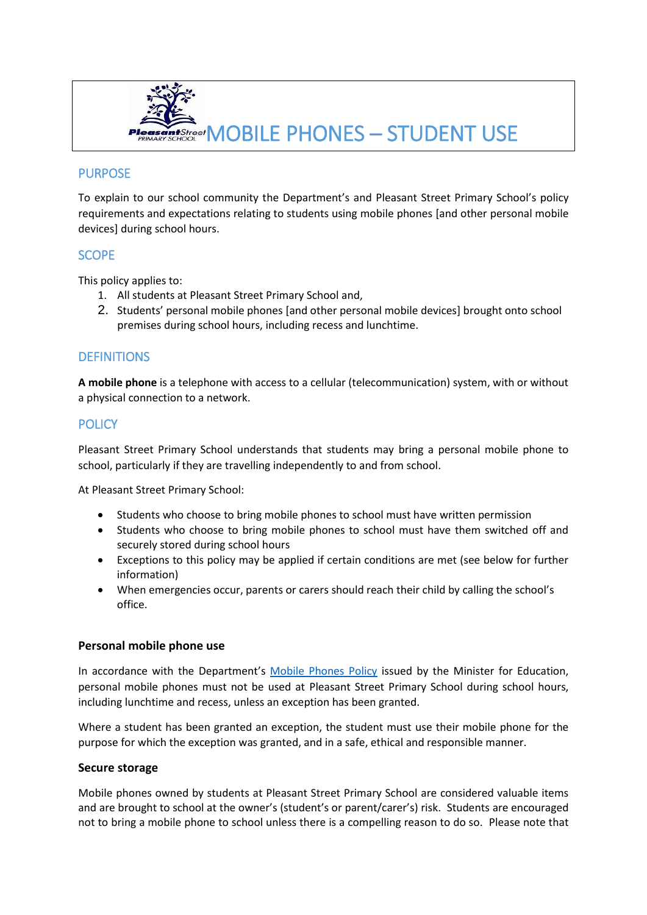# MOBILE PHONES – STUDENT USE

## PURPOSE

To explain to our school community the Department's and Pleasant Street Primary School's policy requirements and expectations relating to students using mobile phones [and other personal mobile devices] during school hours.

## SCOPE

This policy applies to:

1. All students at Pleasant Street Primary School and,
2. Students' personal mobile phones [and other personal mobile devices] brought onto school premises during school hours, including recess and lunchtime.

## DEFINITIONS

**A mobile phone** is a telephone with access to a cellular (telecommunication) system, with or without a physical connection to a network.

## POLICY

Pleasant Street Primary School understands that students may bring a personal mobile phone to school, particularly if they are travelling independently to and from school.

At Pleasant Street Primary School:

- Students who choose to bring mobile phones to school must have written permission
- Students who choose to bring mobile phones to school must have them switched off and securely stored during school hours
- Exceptions to this policy may be applied if certain conditions are met (see below for further information)
- When emergencies occur, parents or carers should reach their child by calling the school's office.

### Personal mobile phone use

In accordance with the Department's Mobile Phones Policy issued by the Minister for Education, personal mobile phones must not be used at Pleasant Street Primary School during school hours, including lunchtime and recess, unless an exception has been granted.

Where a student has been granted an exception, the student must use their mobile phone for the purpose for which the exception was granted, and in a safe, ethical and responsible manner.

### Secure storage

Mobile phones owned by students at Pleasant Street Primary School are considered valuable items and are brought to school at the owner's (student's or parent/carer's) risk. Students are encouraged not to bring a mobile phone to school unless there is a compelling reason to do so. Please note that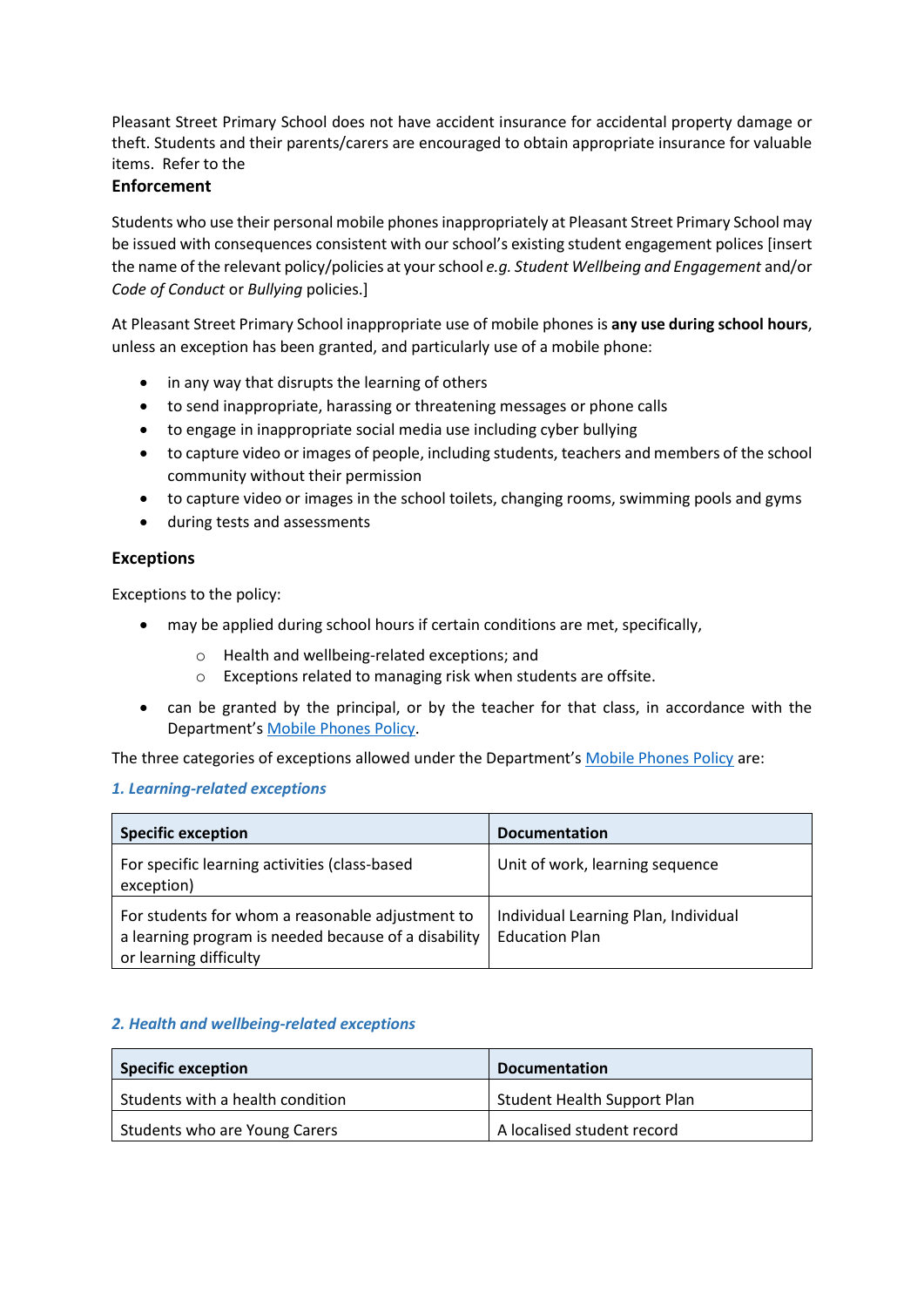Pleasant Street Primary School does not have accident insurance for accidental property damage or theft. Students and their parents/carers are encouraged to obtain appropriate insurance for valuable items. Refer to the

## Enforcement

Students who use their personal mobile phones inappropriately at Pleasant Street Primary School may be issued with consequences consistent with our school's existing student engagement polices [insert the name of the relevant policy/policies at your school *e.g. Student Wellbeing and Engagement* and/or *Code of Conduct* or *Bullying* policies.]

At Pleasant Street Primary School inappropriate use of mobile phones is **any use during school hours**, unless an exception has been granted, and particularly use of a mobile phone:

- in any way that disrupts the learning of others
- to send inappropriate, harassing or threatening messages or phone calls
- to engage in inappropriate social media use including cyber bullying
- to capture video or images of people, including students, teachers and members of the school community without their permission
- to capture video or images in the school toilets, changing rooms, swimming pools and gyms
- during tests and assessments

## Exceptions

Exceptions to the policy:

- may be applied during school hours if certain conditions are met, specifically,
  - Health and wellbeing-related exceptions; and
  - Exceptions related to managing risk when students are offsite.
- can be granted by the principal, or by the teacher for that class, in accordance with the Department's Mobile Phones Policy.

The three categories of exceptions allowed under the Department's Mobile Phones Policy are:

### *1. Learning-related exceptions*

| Specific exception | Documentation |
|---|---|
| For specific learning activities (class-based exception) | Unit of work, learning sequence |
| For students for whom a reasonable adjustment to a learning program is needed because of a disability or learning difficulty | Individual Learning Plan, Individual Education Plan |

### *2. Health and wellbeing-related exceptions*

| Specific exception | Documentation |
|---|---|
| Students with a health condition | Student Health Support Plan |
| Students who are Young Carers | A localised student record |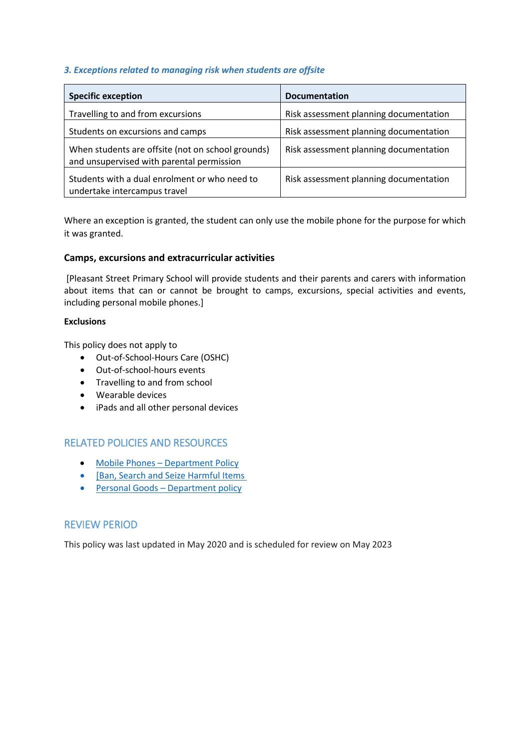### *3. Exceptions related to managing risk when students are offsite*

| Specific exception | Documentation |
|---|---|
| Travelling to and from excursions | Risk assessment planning documentation |
| Students on excursions and camps | Risk assessment planning documentation |
| When students are offsite (not on school grounds) and unsupervised with parental permission | Risk assessment planning documentation |
| Students with a dual enrolment or who need to undertake intercampus travel | Risk assessment planning documentation |

Where an exception is granted, the student can only use the mobile phone for the purpose for which it was granted.

### Camps, excursions and extracurricular activities

[Pleasant Street Primary School will provide students and their parents and carers with information about items that can or cannot be brought to camps, excursions, special activities and events, including personal mobile phones.]

**Exclusions**

This policy does not apply to

- Out-of-School-Hours Care (OSHC)
- Out-of-school-hours events
- Travelling to and from school
- Wearable devices
- iPads and all other personal devices

## RELATED POLICIES AND RESOURCES

- Mobile Phones – Department Policy
- [Ban, Search and Seize Harmful Items
- Personal Goods – Department policy

## REVIEW PERIOD

This policy was last updated in May 2020 and is scheduled for review on May 2023